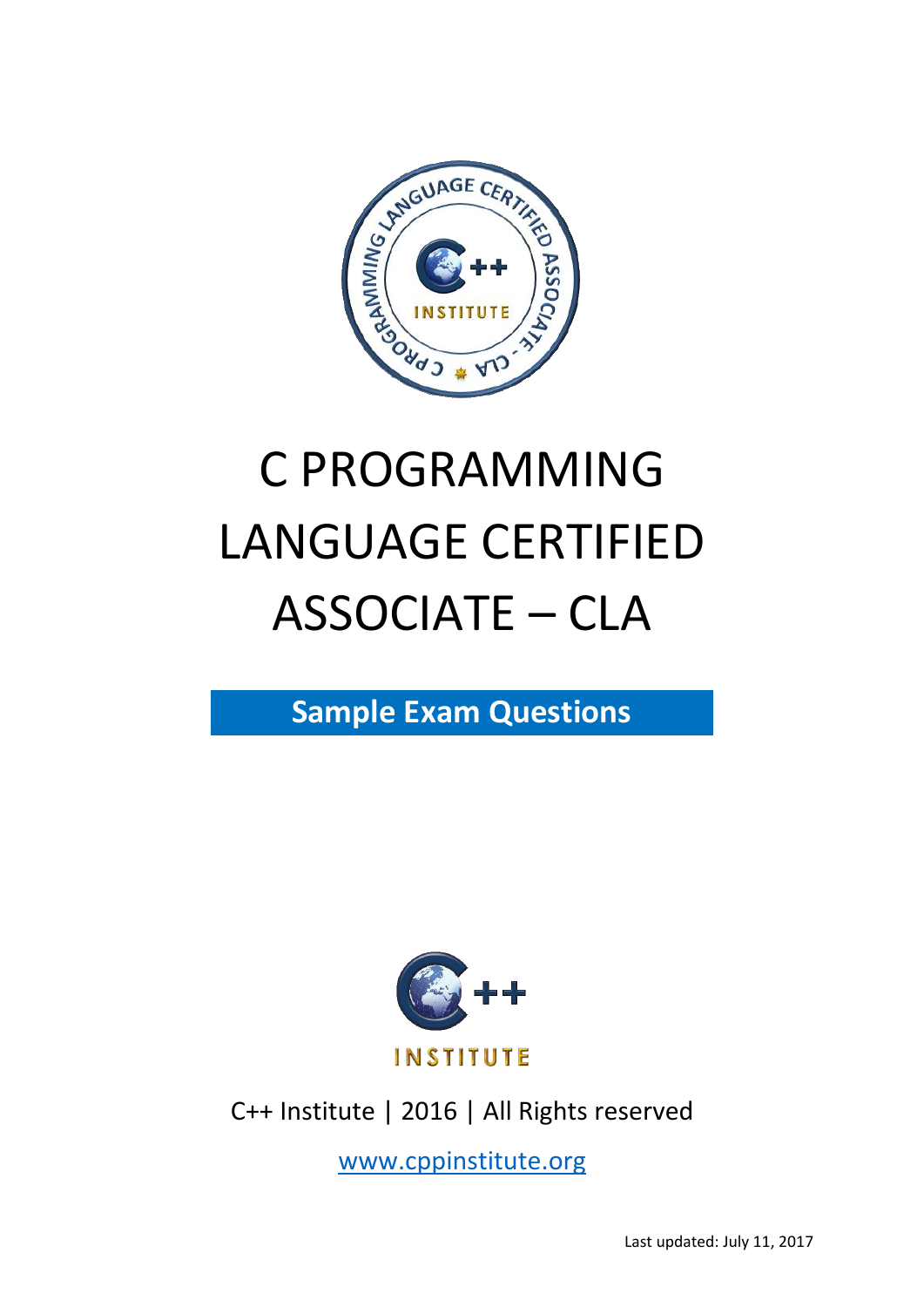# C PROGRAMMING LANGUAGE CERTIFIED ASSOCIATE – CLA

## Sample Exam Questions

C++ Institute | 2016 | All Rights reserved

www.cppinstitute.org

Last updated: July 11, 2017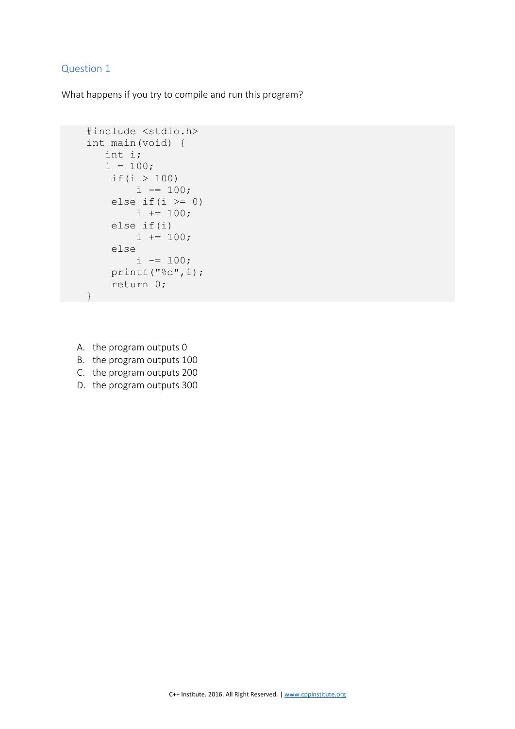## Question 1

What happens if you try to compile and run this program?

```
#include <stdio.h>
int main(void) {
   int i;
   i = 100;
    if(i > 100)
        i -= 100;
    else if(i >= 0)
        i += 100;
    else if(i)
        i += 100;
    else
        i -= 100;
    printf("%d",i);
    return 0;
}
```

A. the program outputs 0
B. the program outputs 100
C. the program outputs 200
D. the program outputs 300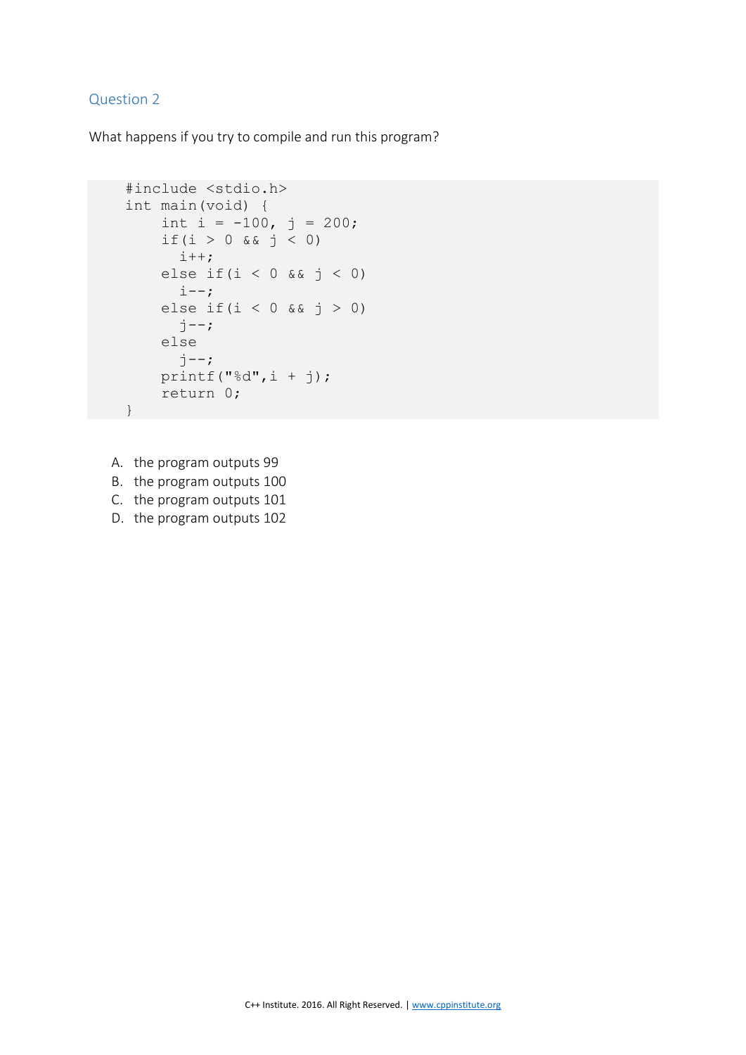## Question 2

What happens if you try to compile and run this program?

```
#include <stdio.h>
int main(void) {
    int i = -100, j = 200;
    if(i > 0 && j < 0)
      i++;
    else if(i < 0 && j < 0)
      i--;
    else if(i < 0 && j > 0)
      j--;
    else
      j--;
    printf("%d",i + j);
    return 0;
}
```

A. the program outputs 99
B. the program outputs 100
C. the program outputs 101
D. the program outputs 102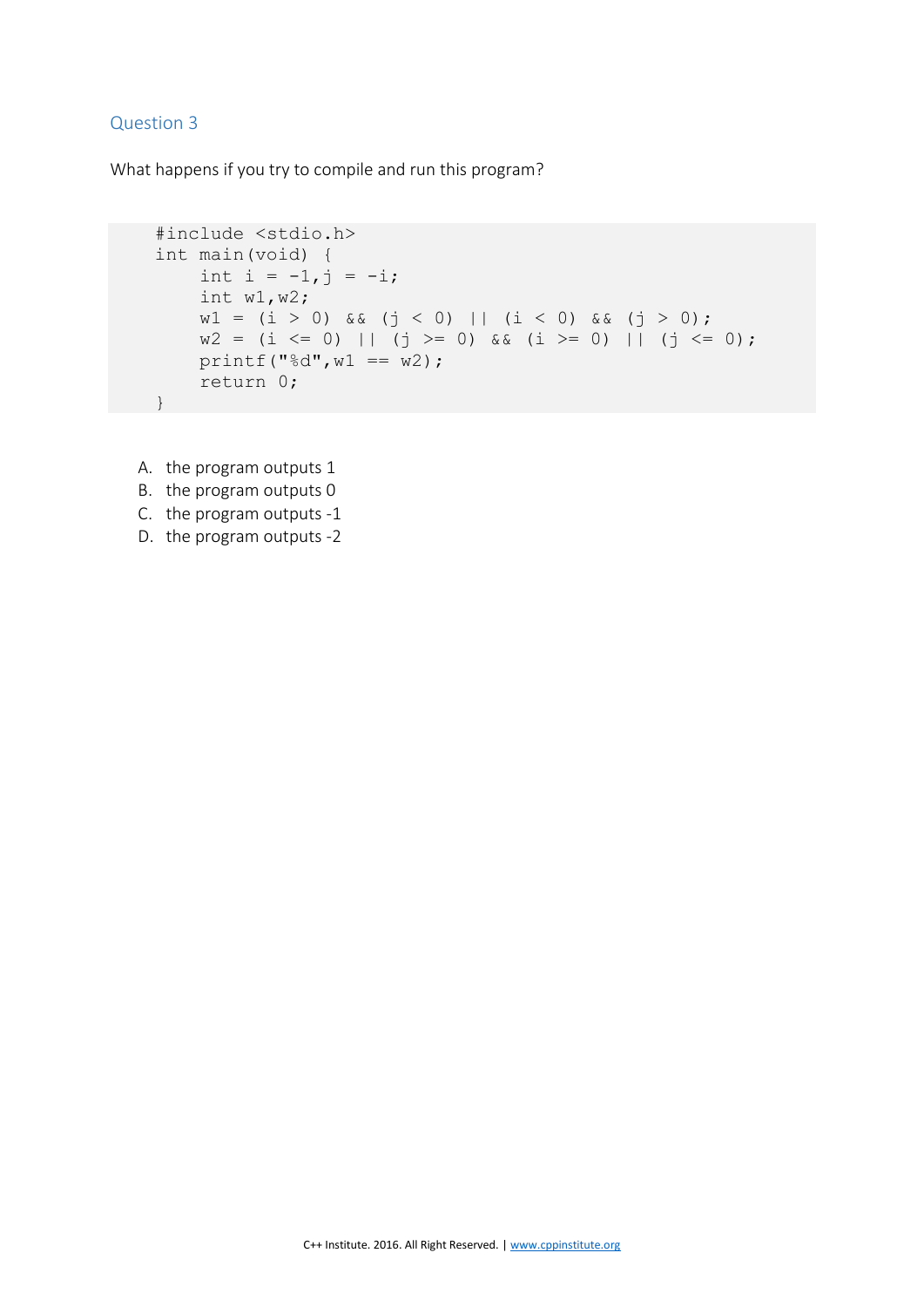## Question 3

What happens if you try to compile and run this program?

```
#include <stdio.h>
int main(void) {
    int i = -1,j = -i;
    int w1,w2;
    w1 = (i > 0) && (j < 0) || (i < 0) && (j > 0);
    w2 = (i <= 0) || (j >= 0) && (i >= 0) || (j <= 0);
    printf("%d",w1 == w2);
    return 0;
}
```

A. the program outputs 1
B. the program outputs 0
C. the program outputs -1
D. the program outputs -2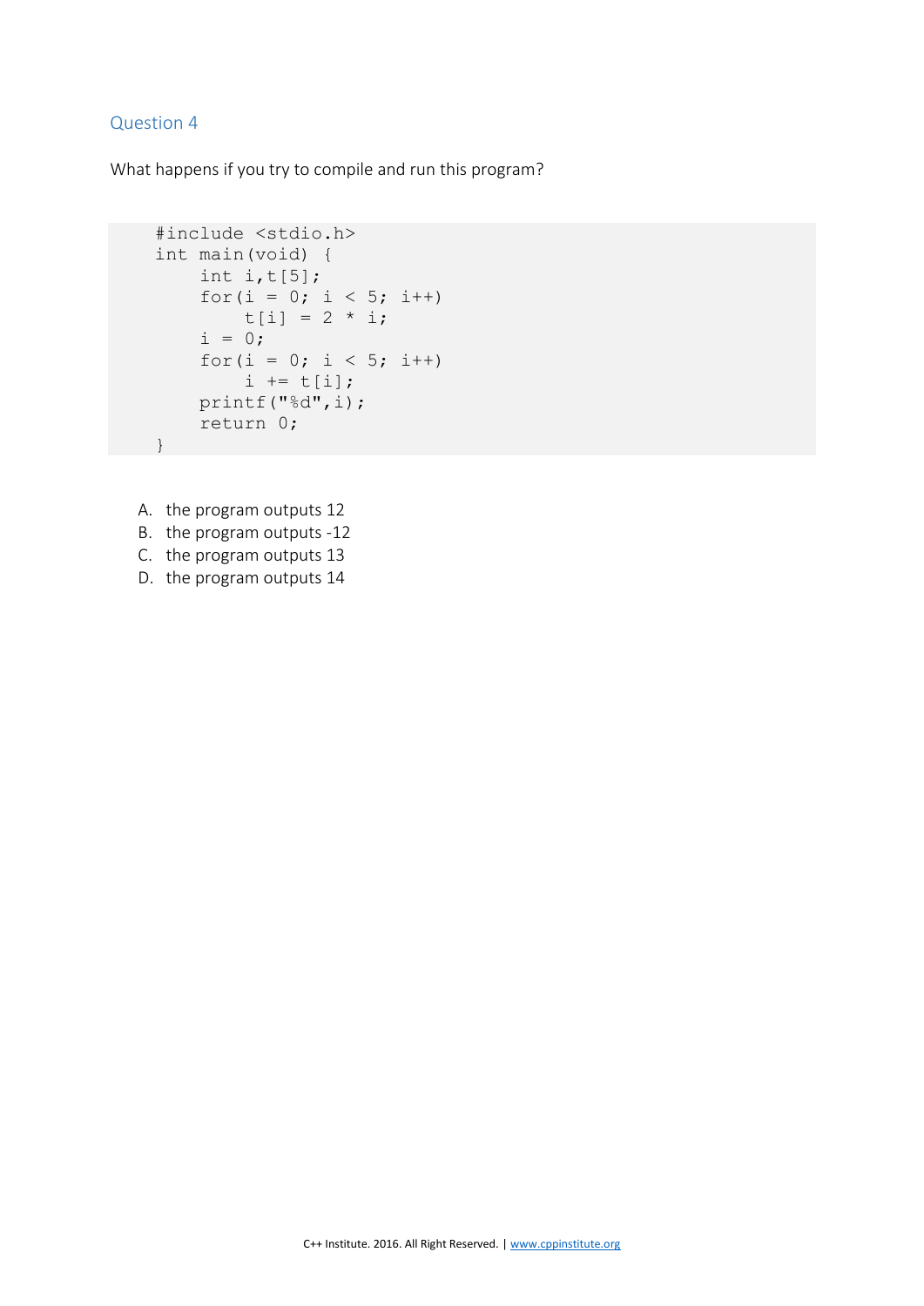## Question 4

What happens if you try to compile and run this program?

```
#include <stdio.h>
int main(void) {
    int i,t[5];
    for(i = 0; i < 5; i++)
        t[i] = 2 * i;
    i = 0;
    for(i = 0; i < 5; i++)
        i += t[i];
    printf("%d",i);
    return 0;
}
```

A. the program outputs 12
B. the program outputs -12
C. the program outputs 13
D. the program outputs 14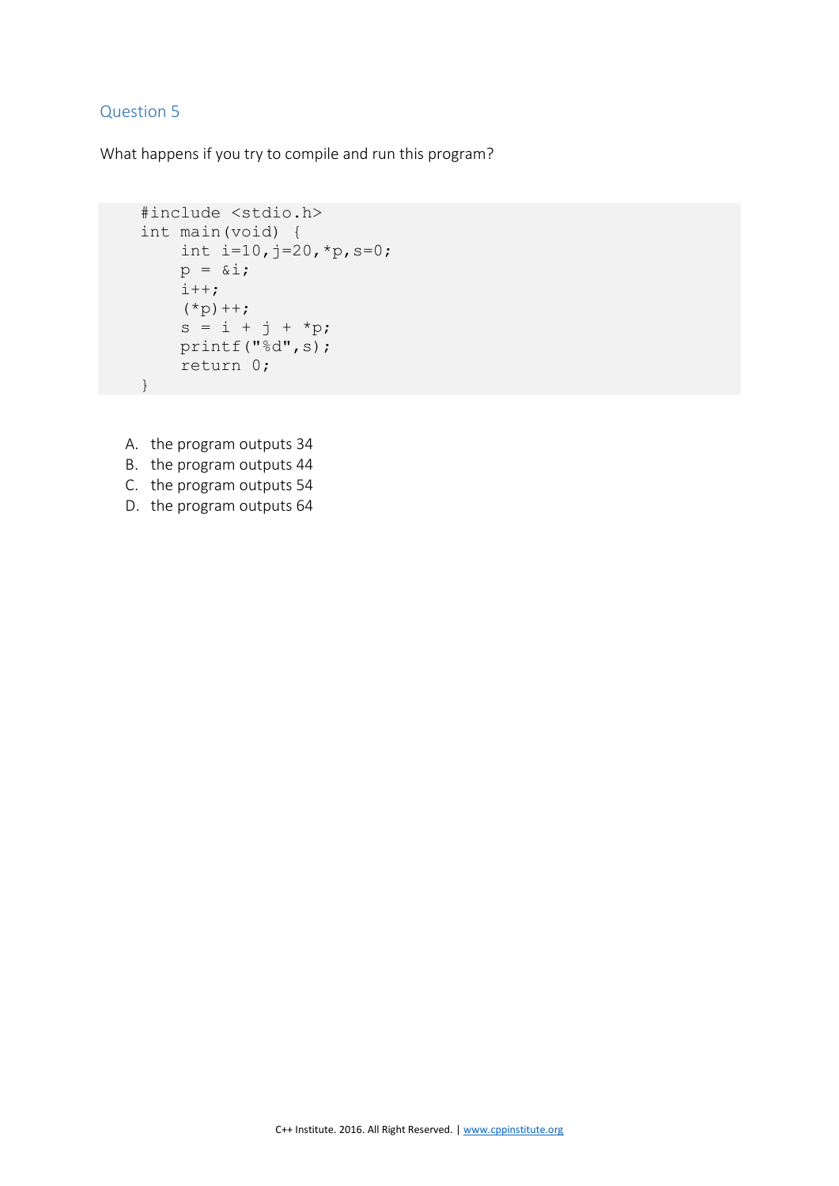## Question 5

What happens if you try to compile and run this program?

```
#include <stdio.h>
int main(void) {
    int i=10,j=20,*p,s=0;
    p = &i;
    i++;
    (*p)++;
    s = i + j + *p;
    printf("%d",s);
    return 0;
}
```

A. the program outputs 34
B. the program outputs 44
C. the program outputs 54
D. the program outputs 64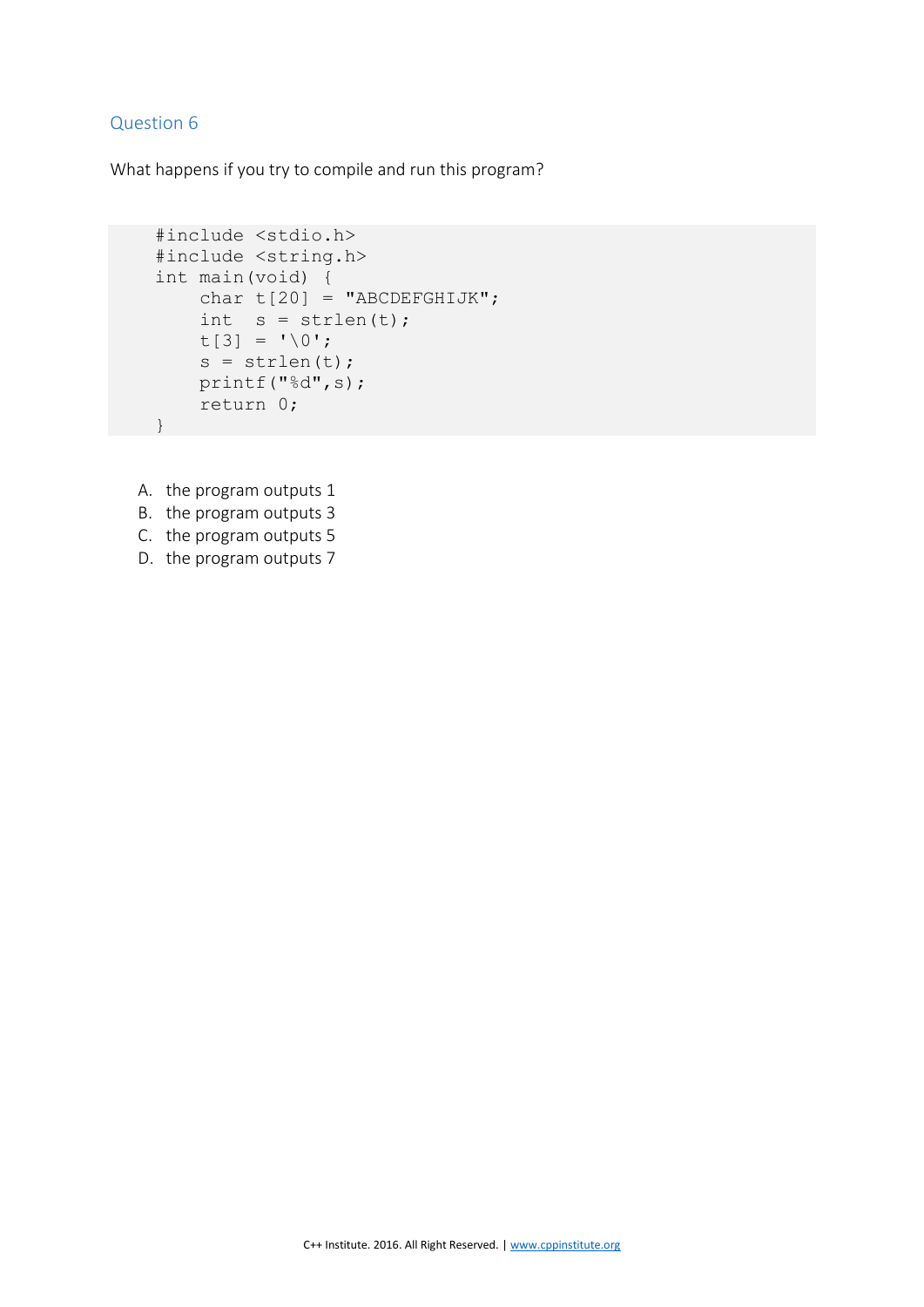## Question 6

What happens if you try to compile and run this program?

```
#include <stdio.h>
#include <string.h>
int main(void) {
    char t[20] = "ABCDEFGHIJK";
    int  s = strlen(t);
    t[3] = '\0';
    s = strlen(t);
    printf("%d",s);
    return 0;
}
```

A. the program outputs 1
B. the program outputs 3
C. the program outputs 5
D. the program outputs 7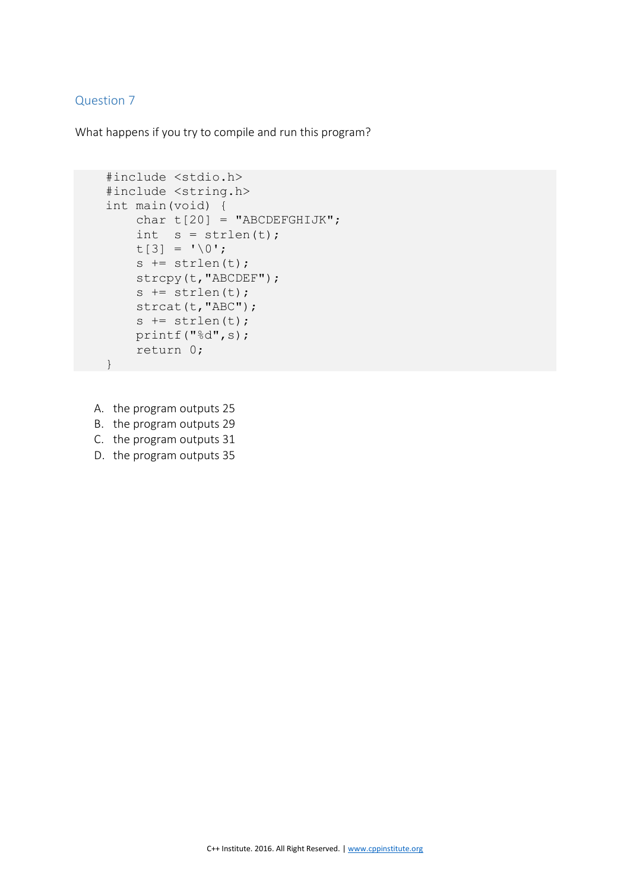## Question 7

What happens if you try to compile and run this program?

```
#include <stdio.h>
#include <string.h>
int main(void) {
    char t[20] = "ABCDEFGHIJK";
    int  s = strlen(t);
    t[3] = '\0';
    s += strlen(t);
    strcpy(t,"ABCDEF");
    s += strlen(t);
    strcat(t,"ABC");
    s += strlen(t);
    printf("%d",s);
    return 0;
}
```

A. the program outputs 25
B. the program outputs 29
C. the program outputs 31
D. the program outputs 35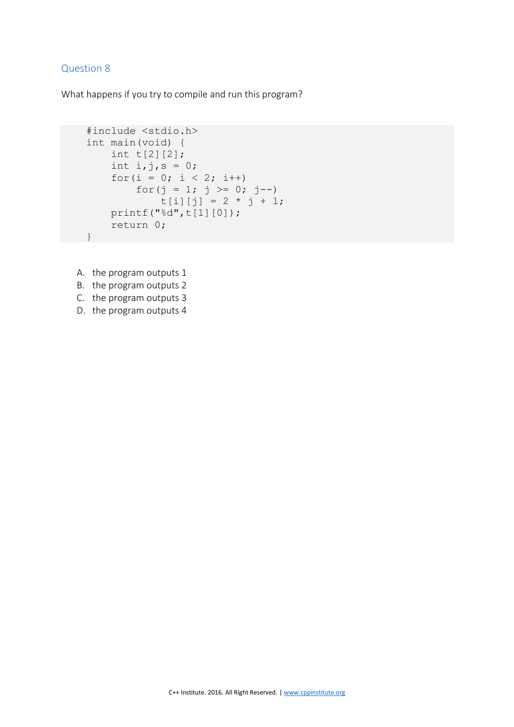## Question 8

What happens if you try to compile and run this program?

```
#include <stdio.h>
int main(void) {
    int t[2][2];
    int i,j,s = 0;
    for(i = 0; i < 2; i++)
        for(j = 1; j >= 0; j--)
            t[i][j] = 2 * j + 1;
    printf("%d",t[1][0]);
    return 0;
}
```

A. the program outputs 1
B. the program outputs 2
C. the program outputs 3
D. the program outputs 4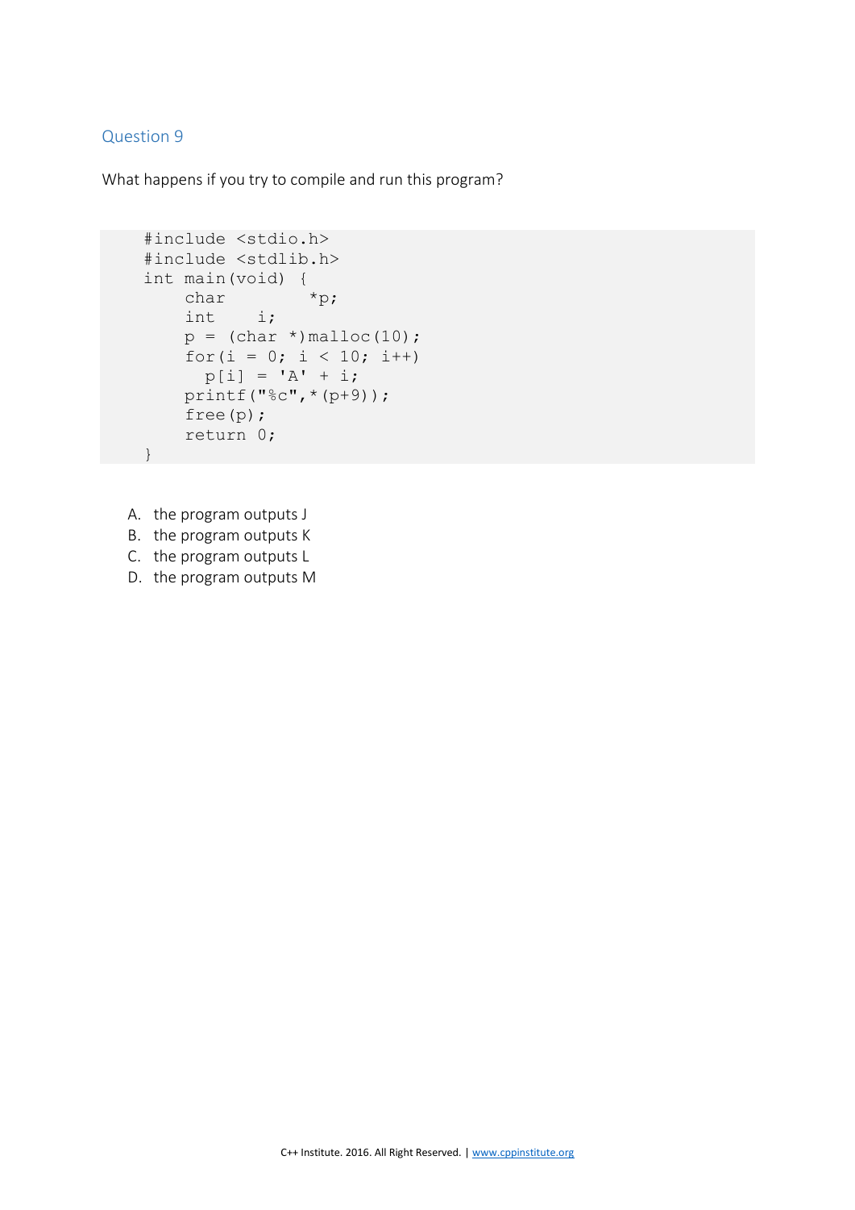## Question 9

What happens if you try to compile and run this program?

```
#include <stdio.h>
#include <stdlib.h>
int main(void) {
    char        *p;
    int    i;
    p = (char *)malloc(10);
    for(i = 0; i < 10; i++)
      p[i] = 'A' + i;
    printf("%c",*(p+9));
    free(p);
    return 0;
}
```

A. the program outputs J
B. the program outputs K
C. the program outputs L
D. the program outputs M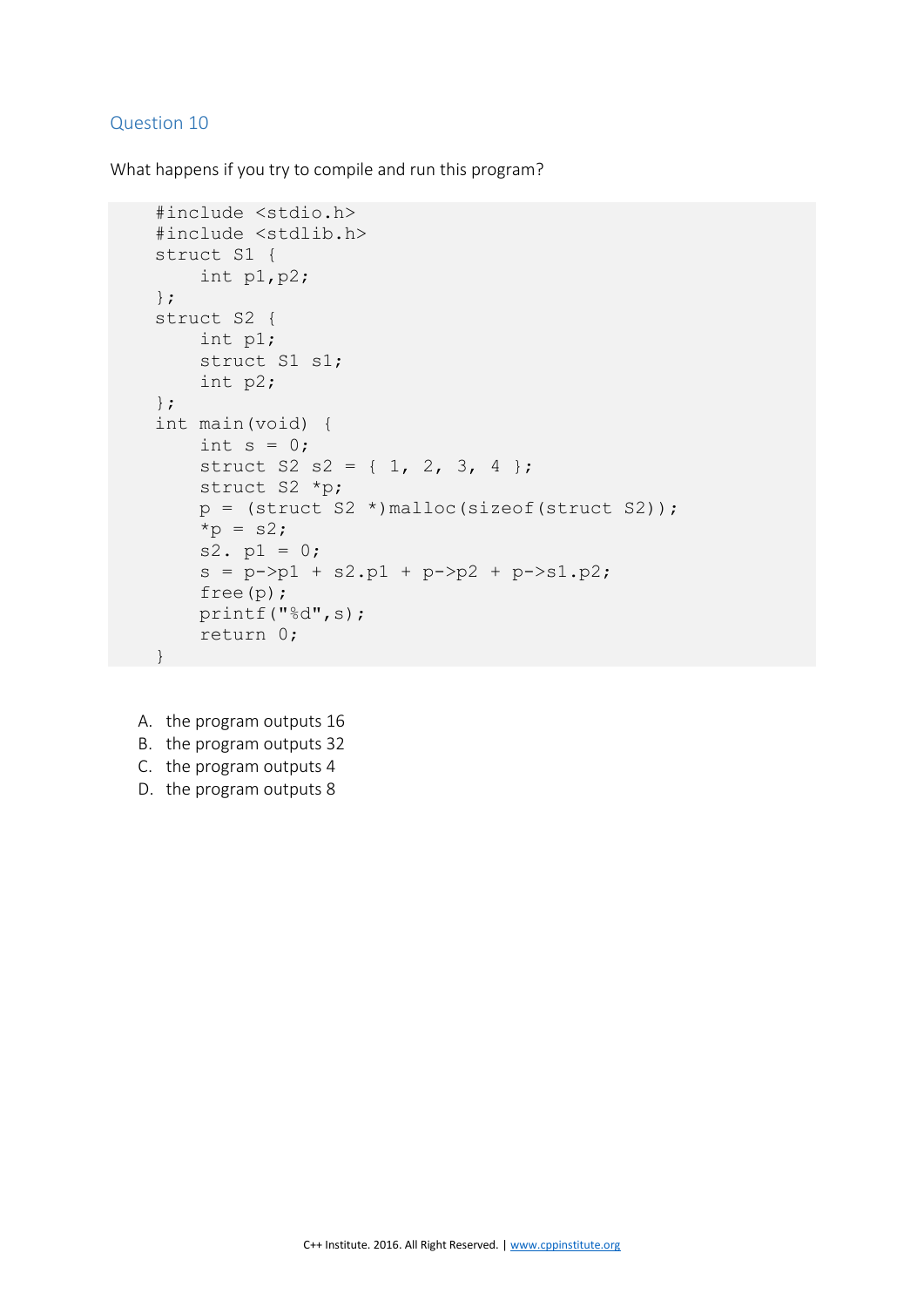## Question 10

What happens if you try to compile and run this program?

```
#include <stdio.h>
#include <stdlib.h>
struct S1 {
    int p1,p2;
};
struct S2 {
    int p1;
    struct S1 s1;
    int p2;
};
int main(void) {
    int s = 0;
    struct S2 s2 = { 1, 2, 3, 4 };
    struct S2 *p;
    p = (struct S2 *)malloc(sizeof(struct S2));
    *p = s2;
    s2. p1 = 0;
    s = p->p1 + s2.p1 + p->p2 + p->s1.p2;
    free(p);
    printf("%d",s);
    return 0;
}
```

A. the program outputs 16
B. the program outputs 32
C. the program outputs 4
D. the program outputs 8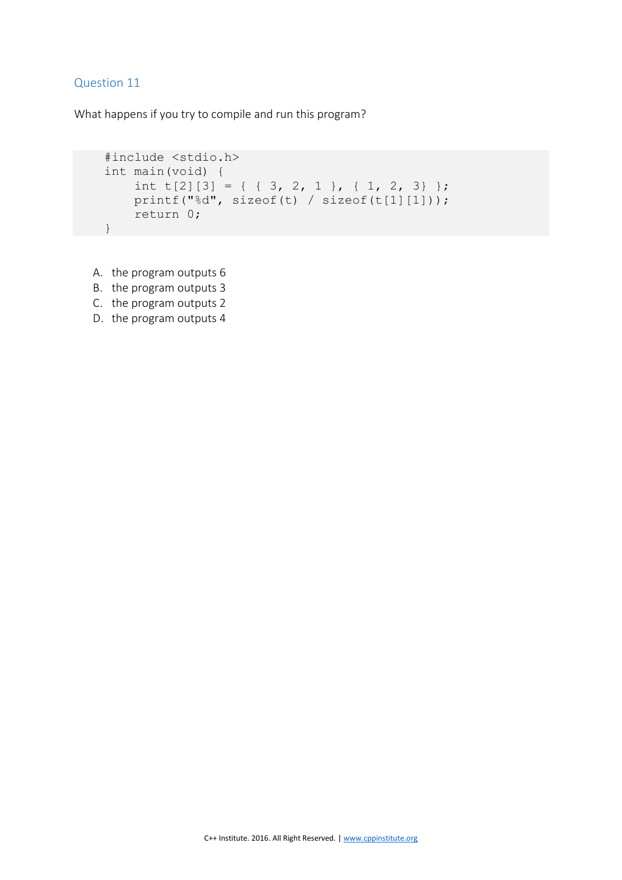## Question 11

What happens if you try to compile and run this program?

```
#include <stdio.h>
int main(void) {
    int t[2][3] = { { 3, 2, 1 }, { 1, 2, 3} };
    printf("%d", sizeof(t) / sizeof(t[1][1]));
    return 0;
}
```

A. the program outputs 6
B. the program outputs 3
C. the program outputs 2
D. the program outputs 4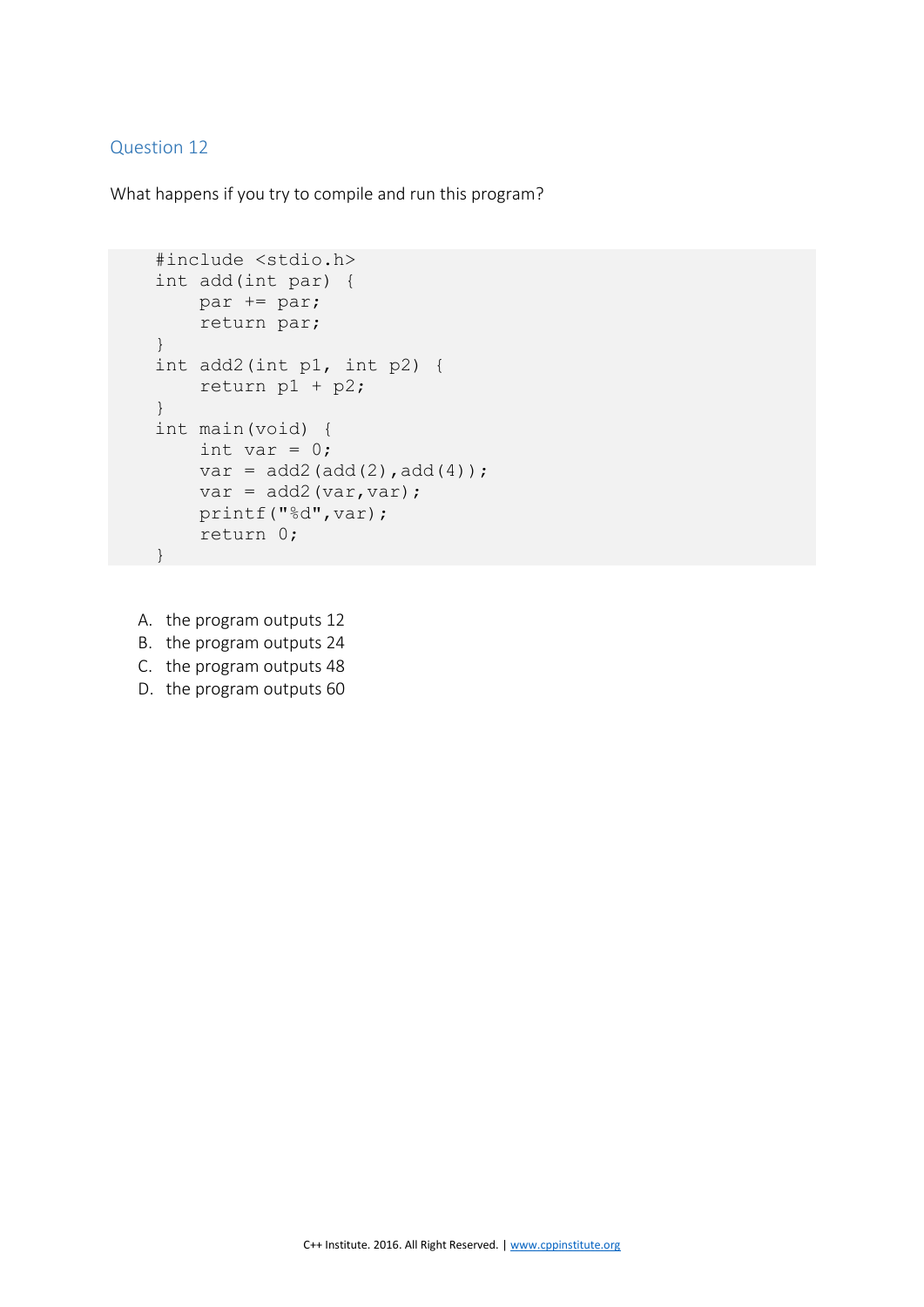## Question 12

What happens if you try to compile and run this program?

```
#include <stdio.h>
int add(int par) {
    par += par;
    return par;
}
int add2(int p1, int p2) {
    return p1 + p2;
}
int main(void) {
    int var = 0;
    var = add2(add(2),add(4));
    var = add2(var,var);
    printf("%d",var);
    return 0;
}
```

A. the program outputs 12
B. the program outputs 24
C. the program outputs 48
D. the program outputs 60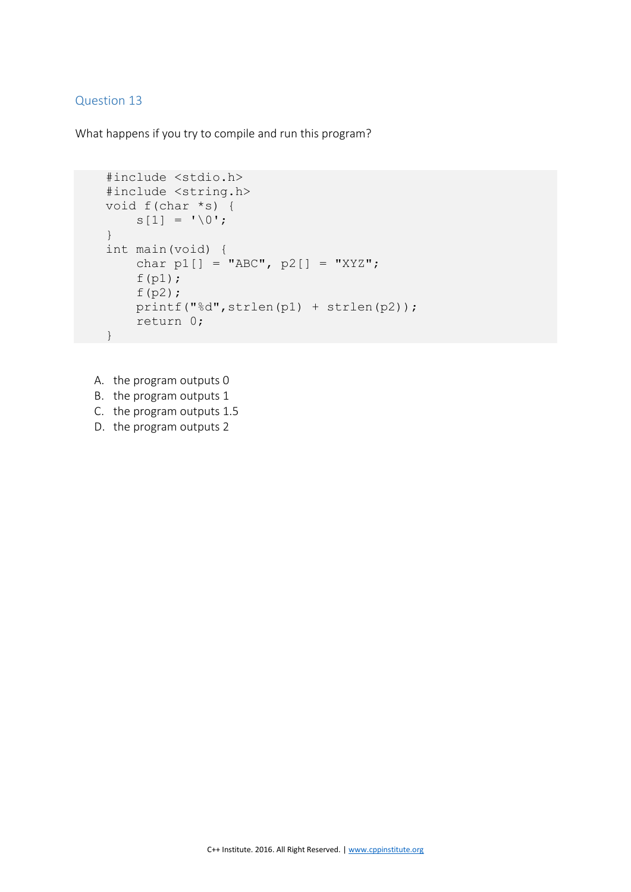## Question 13

What happens if you try to compile and run this program?

```
#include <stdio.h>
#include <string.h>
void f(char *s) {
    s[1] = '\0';
}
int main(void) {
    char p1[] = "ABC", p2[] = "XYZ";
    f(p1);
    f(p2);
    printf("%d",strlen(p1) + strlen(p2));
    return 0;
}
```

A. the program outputs 0
B. the program outputs 1
C. the program outputs 1.5
D. the program outputs 2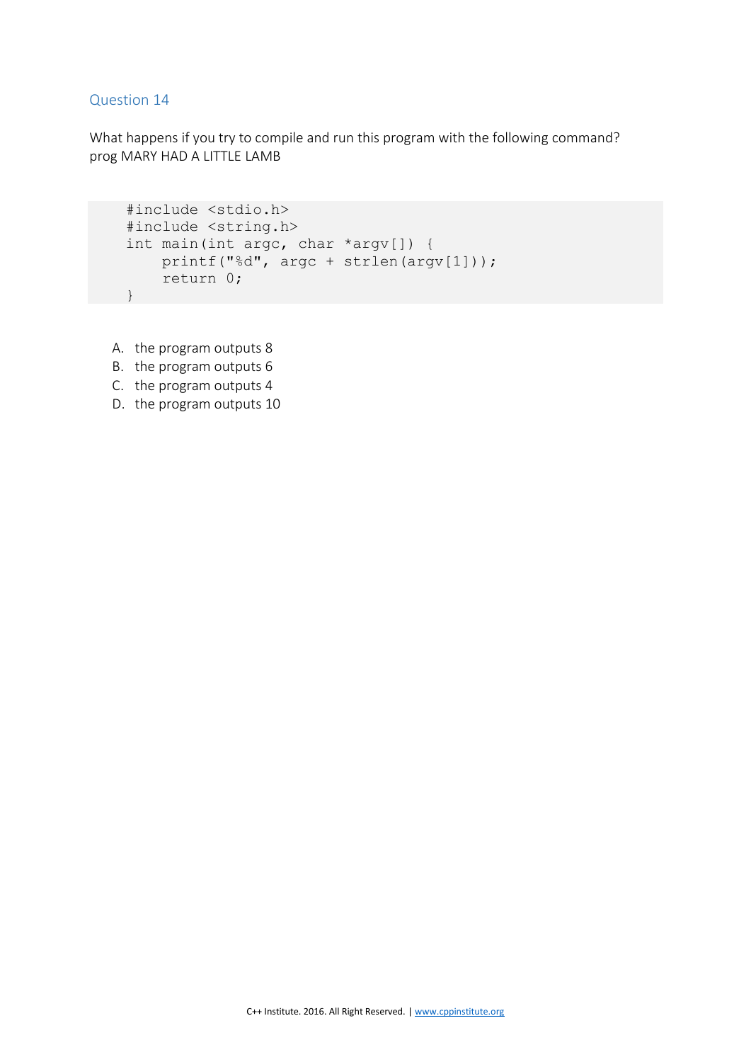## Question 14

What happens if you try to compile and run this program with the following command?
prog MARY HAD A LITTLE LAMB

```
#include <stdio.h>
#include <string.h>
int main(int argc, char *argv[]) {
    printf("%d", argc + strlen(argv[1]));
    return 0;
}
```

A. the program outputs 8
B. the program outputs 6
C. the program outputs 4
D. the program outputs 10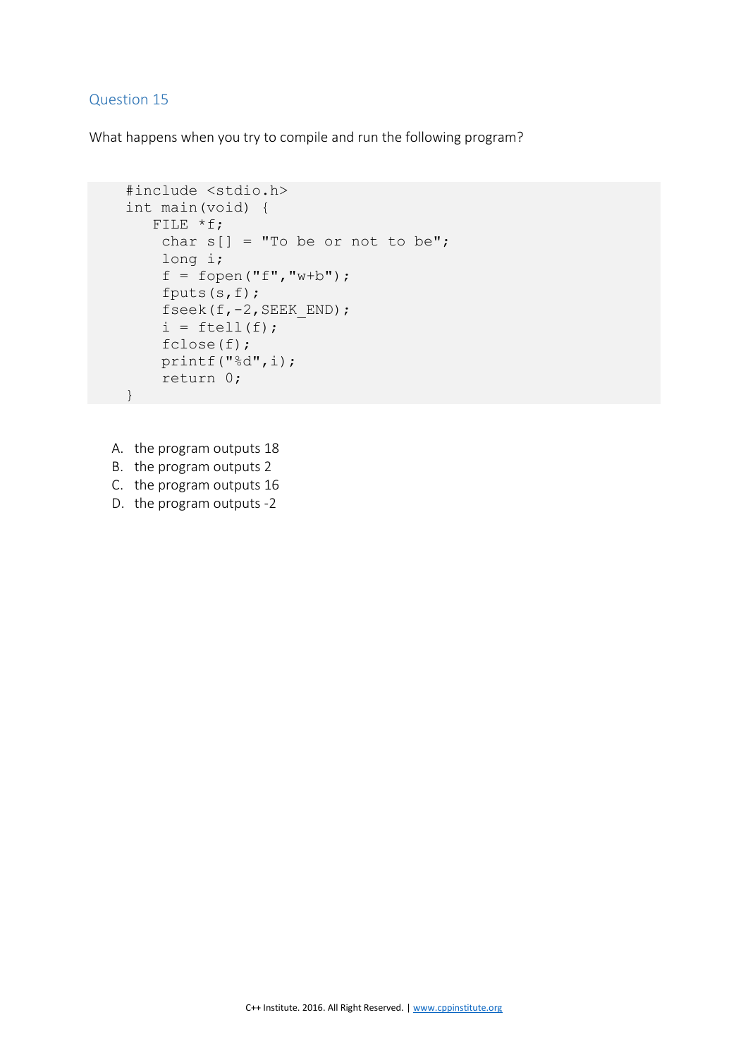## Question 15

What happens when you try to compile and run the following program?

```
#include <stdio.h>
int main(void) {
   FILE *f;
    char s[] = "To be or not to be";
    long i;
    f = fopen("f","w+b");
    fputs(s,f);
    fseek(f,-2,SEEK_END);
    i = ftell(f);
    fclose(f);
    printf("%d",i);
    return 0;
}
```

A. the program outputs 18
B. the program outputs 2
C. the program outputs 16
D. the program outputs -2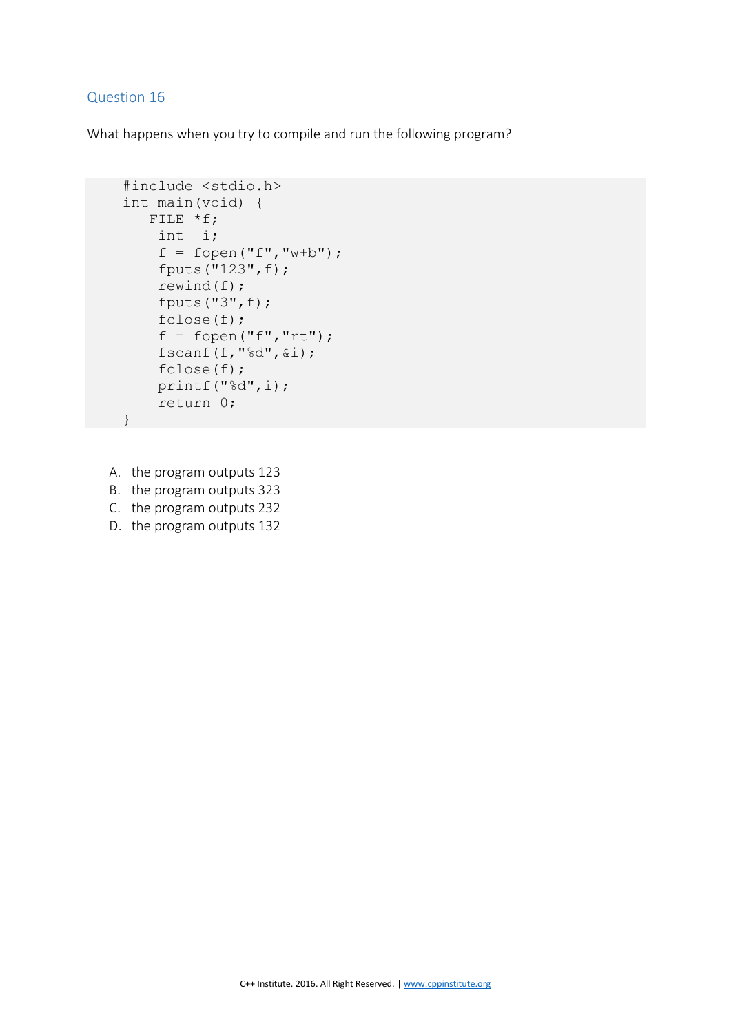## Question 16

What happens when you try to compile and run the following program?

```
#include <stdio.h>
int main(void) {
    FILE *f;
     int  i;
     f = fopen("f","w+b");
     fputs("123",f);
     rewind(f);
     fputs("3",f);
     fclose(f);
     f = fopen("f","rt");
     fscanf(f,"%d",&i);
     fclose(f);
     printf("%d",i);
     return 0;
}
```

A. the program outputs 123
B. the program outputs 323
C. the program outputs 232
D. the program outputs 132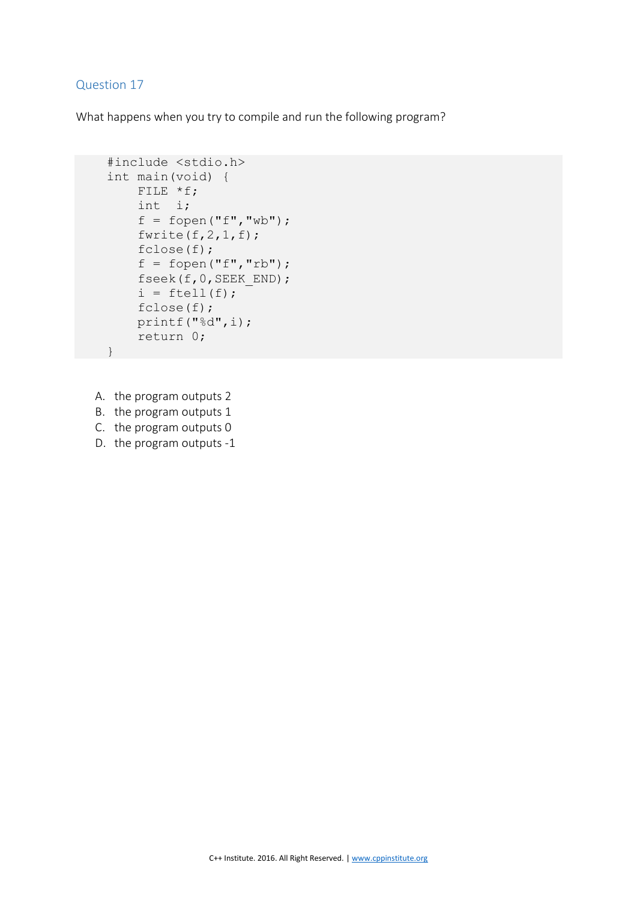## Question 17

What happens when you try to compile and run the following program?

```
#include <stdio.h>
int main(void) {
    FILE *f;
    int  i;
    f = fopen("f","wb");
    fwrite(f,2,1,f);
    fclose(f);
    f = fopen("f","rb");
    fseek(f,0,SEEK_END);
    i = ftell(f);
    fclose(f);
    printf("%d",i);
    return 0;
}
```

A. the program outputs 2
B. the program outputs 1
C. the program outputs 0
D. the program outputs -1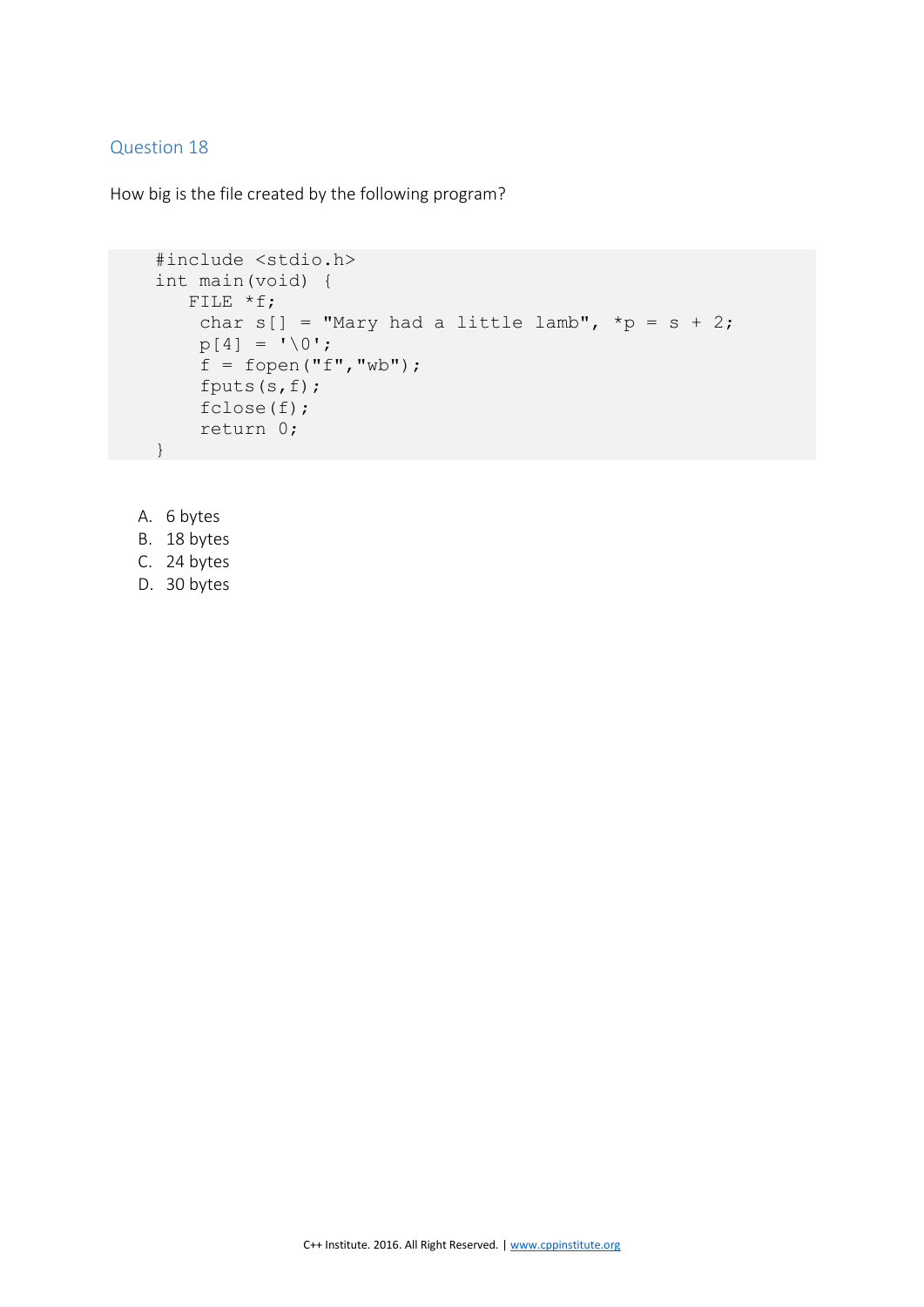## Question 18

How big is the file created by the following program?

```
#include <stdio.h>
int main(void) {
   FILE *f;
    char s[] = "Mary had a little lamb", *p = s + 2;
    p[4] = '\0';
    f = fopen("f","wb");
    fputs(s,f);
    fclose(f);
    return 0;
}
```

A. 6 bytes
B. 18 bytes
C. 24 bytes
D. 30 bytes

C++ Institute. 2016. All Right Reserved. | www.cppinstitute.org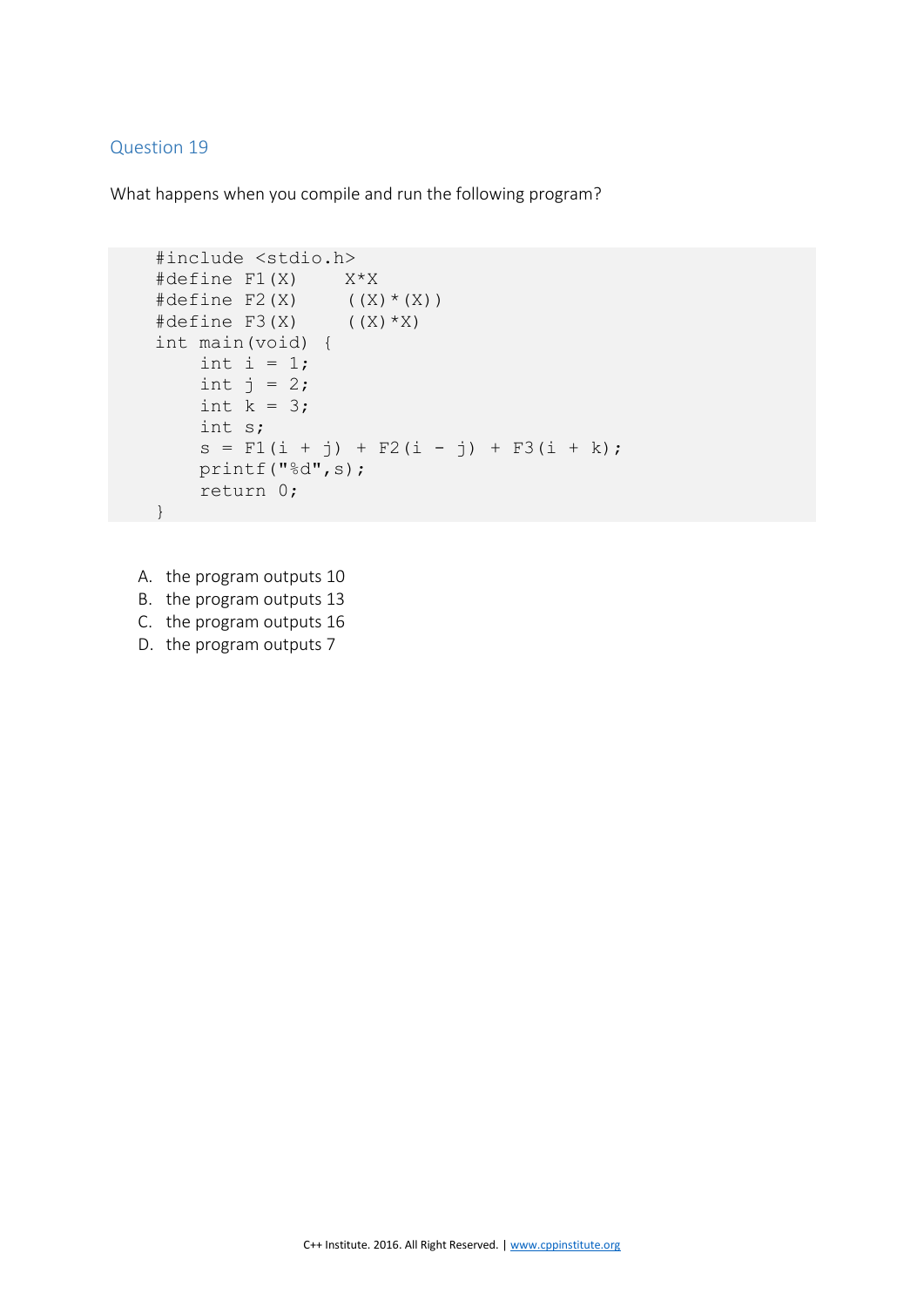## Question 19

What happens when you compile and run the following program?

```
#include <stdio.h>
#define F1(X)    X*X
#define F2(X)    ((X)*(X))
#define F3(X)    ((X)*X)
int main(void) {
    int i = 1;
    int j = 2;
    int k = 3;
    int s;
    s = F1(i + j) + F2(i - j) + F3(i + k);
    printf("%d",s);
    return 0;
}
```

A. the program outputs 10
B. the program outputs 13
C. the program outputs 16
D. the program outputs 7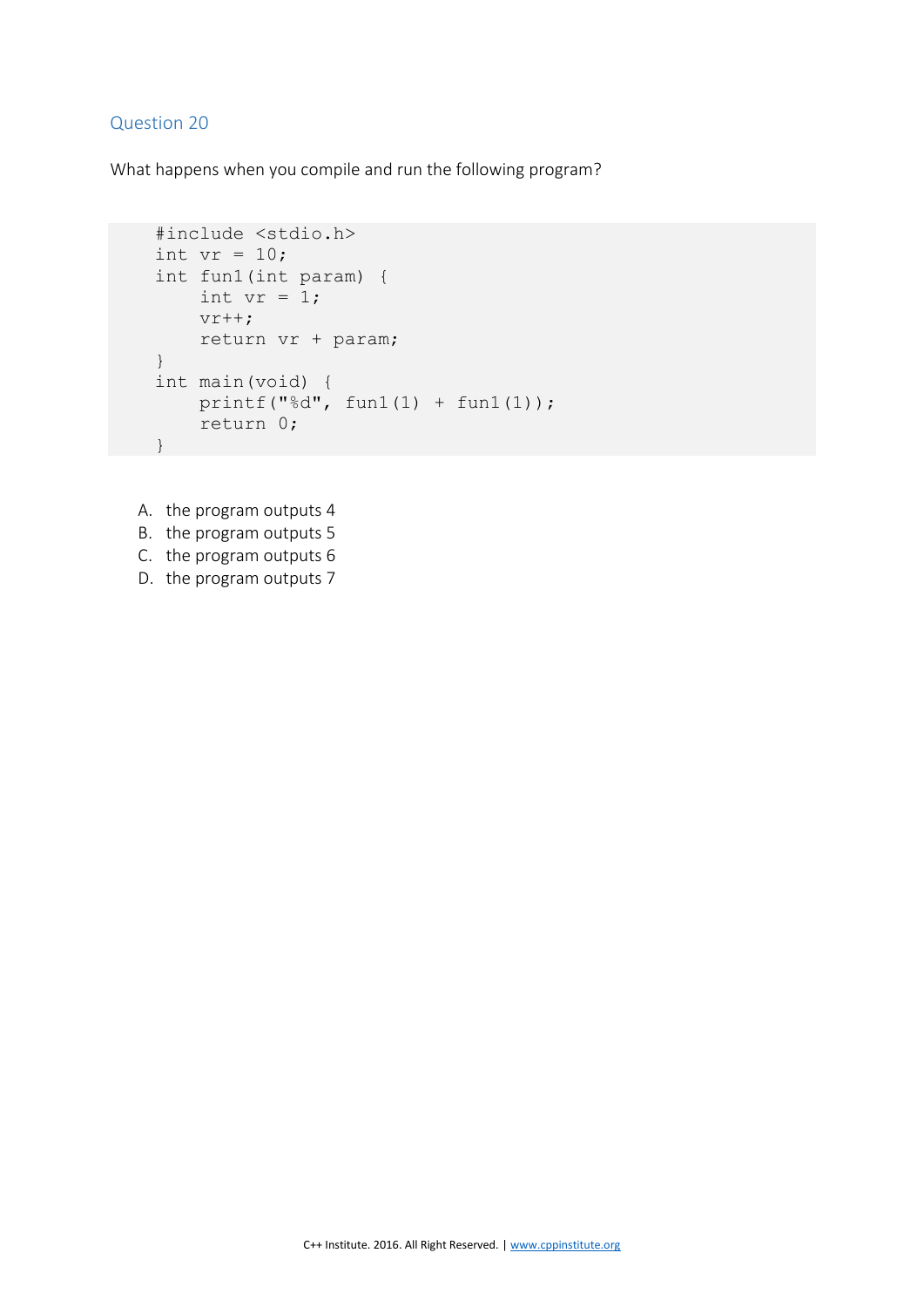## Question 20

What happens when you compile and run the following program?

```
#include <stdio.h>
int vr = 10;
int fun1(int param) {
    int vr = 1;
    vr++;
    return vr + param;
}
int main(void) {
    printf("%d", fun1(1) + fun1(1));
    return 0;
}
```

A. the program outputs 4
B. the program outputs 5
C. the program outputs 6
D. the program outputs 7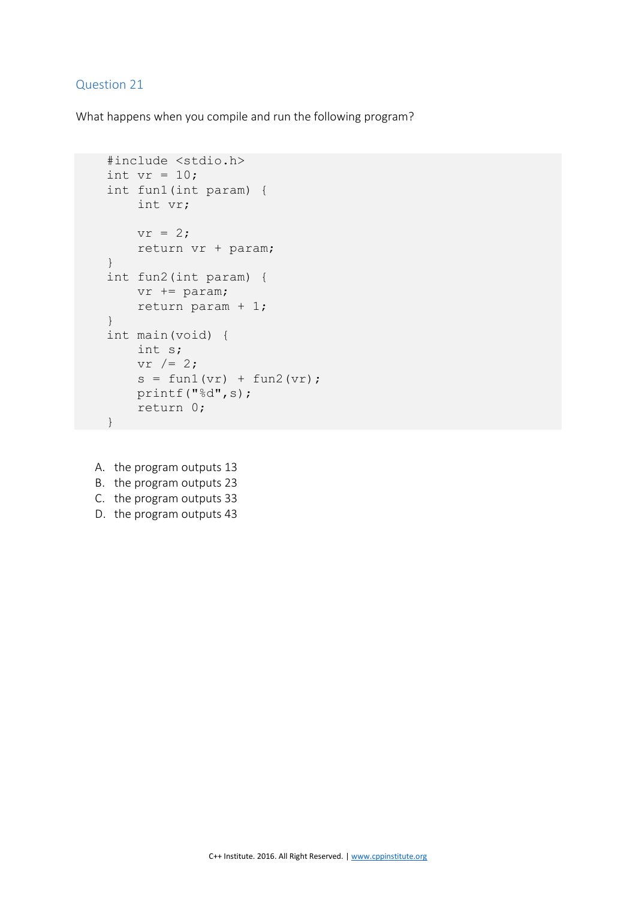## Question 21

What happens when you compile and run the following program?

```
#include <stdio.h>
int vr = 10;
int fun1(int param) {
    int vr;

    vr = 2;
    return vr + param;
}
int fun2(int param) {
    vr += param;
    return param + 1;
}
int main(void) {
    int s;
    vr /= 2;
    s = fun1(vr) + fun2(vr);
    printf("%d",s);
    return 0;
}
```

A. the program outputs 13
B. the program outputs 23
C. the program outputs 33
D. the program outputs 43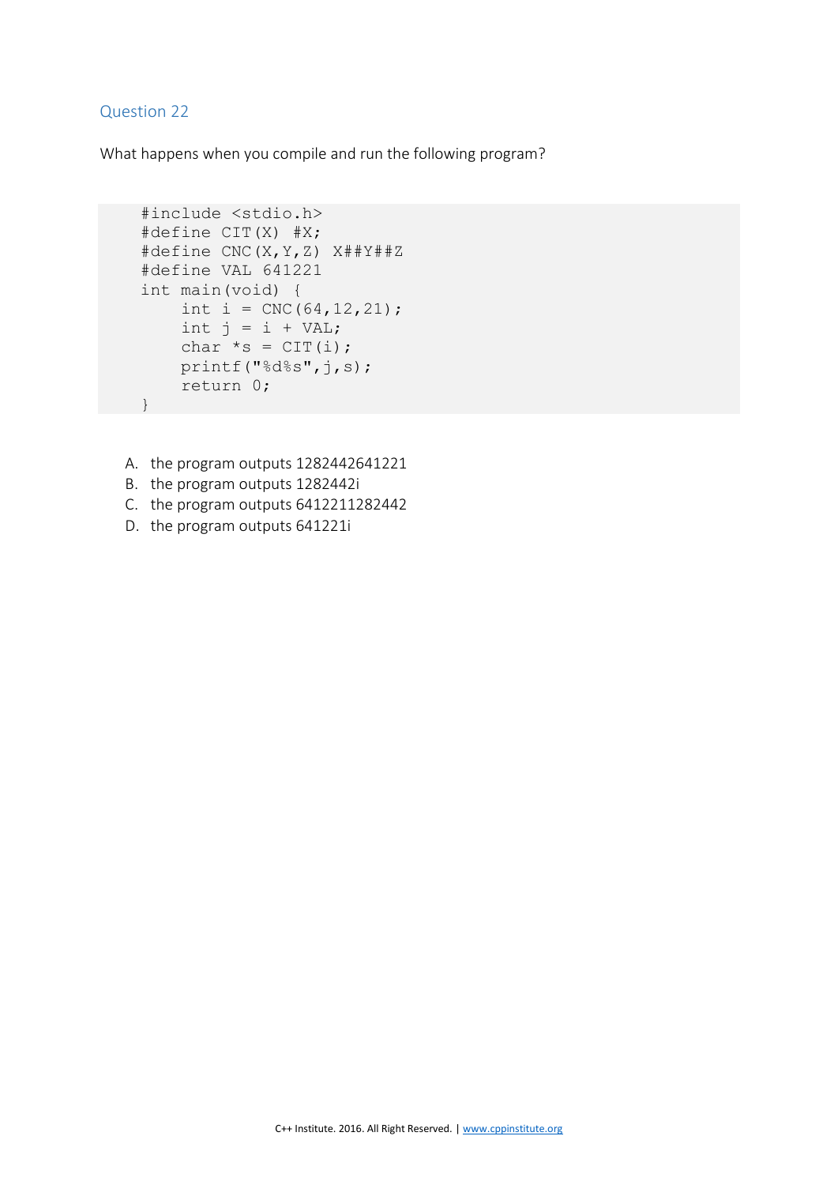## Question 22

What happens when you compile and run the following program?

```
#include <stdio.h>
#define CIT(X) #X;
#define CNC(X,Y,Z) X##Y##Z
#define VAL 641221
int main(void) {
    int i = CNC(64,12,21);
    int j = i + VAL;
    char *s = CIT(i);
    printf("%d%s",j,s);
    return 0;
}
```

A. the program outputs 1282442641221
B. the program outputs 1282442i
C. the program outputs 6412211282442
D. the program outputs 641221i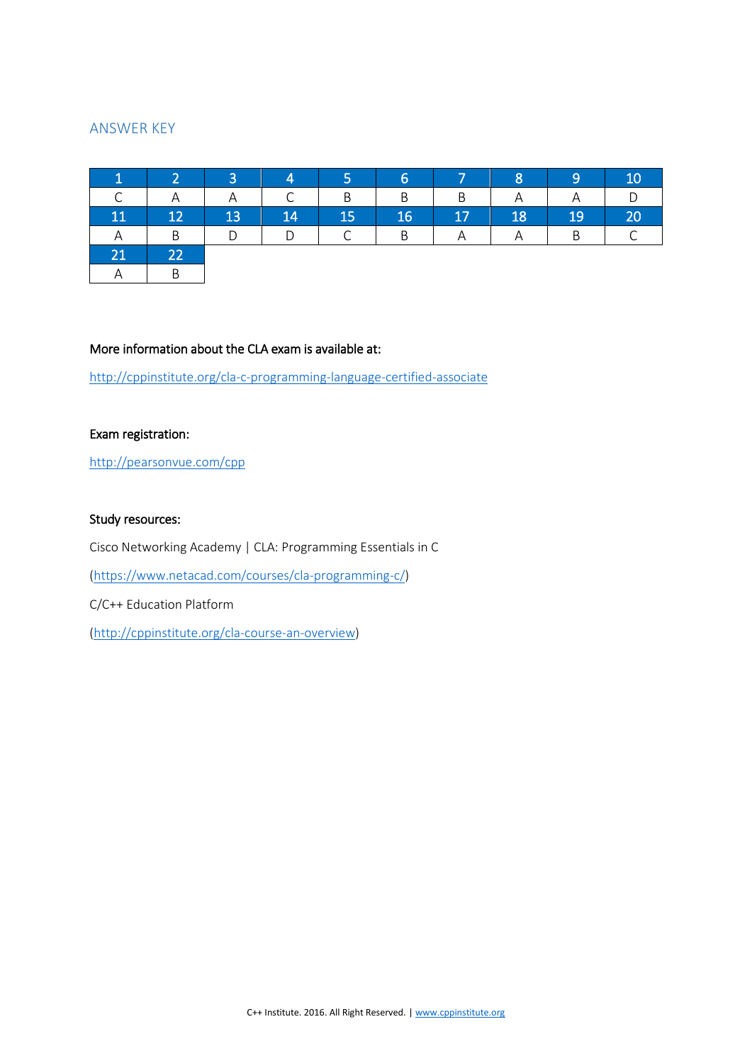## ANSWER KEY

| 1 | 2 | 3 | 4 | 5 | 6 | 7 | 8 | 9 | 10 |
|---|---|---|---|---|---|---|---|---|---|
| C | A | A | C | B | B | B | A | A | D |
| **11** | **12** | **13** | **14** | **15** | **16** | **17** | **18** | **19** | **20** |
| A | B | D | D | C | B | A | A | B | C |
| **21** | **22** | | | | | | | | |
| A | B | | | | | | | | |

More information about the CLA exam is available at:

http://cppinstitute.org/cla-c-programming-language-certified-associate

Exam registration:

http://pearsonvue.com/cpp

Study resources:

Cisco Networking Academy | CLA: Programming Essentials in C

(https://www.netacad.com/courses/cla-programming-c/)

C/C++ Education Platform

(http://cppinstitute.org/cla-course-an-overview)

C++ Institute. 2016. All Right Reserved. | www.cppinstitute.org